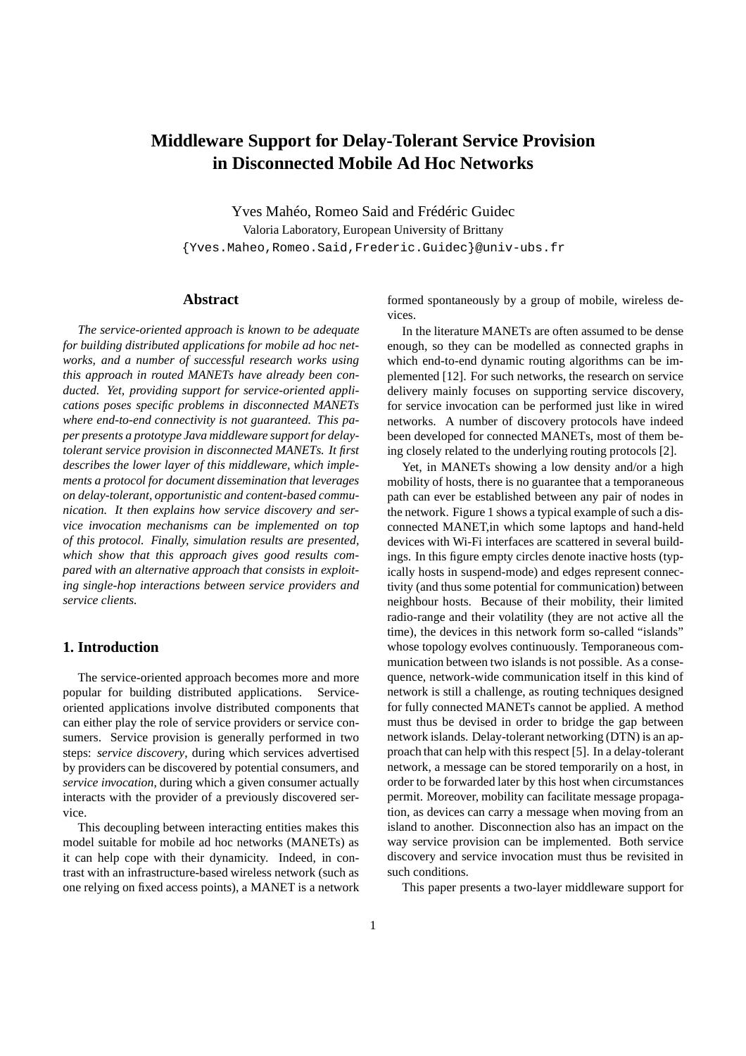# Middleware Support for Delay-Tolerant Service Provision in Disconnected Mobile Ad Hoc Networks

Yves Mahéo, Romeo Said and Frédéric Guidec

Valoria Laboratory, European University of Brittany

{Yves.Maheo,Romeo.Said,Frederic.Guidec}@univ-ubs.fr

## Abstract

*The service-oriented approach is known to be adequate for building distributed applications for mobile ad hoc networks, and a number of successful research works using this approach in routed MANETs have already been conducted. Yet, providing support for service-oriented applications poses specific problems in disconnected MANETs where end-to-end connectivity is not guaranteed. This paper presents a prototype Java middleware support for delay-tolerant service provision in disconnected MANETs. It first describes the lower layer of this middleware, which implements a protocol for document dissemination that leverages on delay-tolerant, opportunistic and content-based communication. It then explains how service discovery and service invocation mechanisms can be implemented on top of this protocol. Finally, simulation results are presented, which show that this approach gives good results compared with an alternative approach that consists in exploiting single-hop interactions between service providers and service clients.*

## 1. Introduction

The service-oriented approach becomes more and more popular for building distributed applications. Service-oriented applications involve distributed components that can either play the role of service providers or service consumers. Service provision is generally performed in two steps: *service discovery*, during which services advertised by providers can be discovered by potential consumers, and *service invocation*, during which a given consumer actually interacts with the provider of a previously discovered service.

This decoupling between interacting entities makes this model suitable for mobile ad hoc networks (MANETs) as it can help cope with their dynamicity. Indeed, in contrast with an infrastructure-based wireless network (such as one relying on fixed access points), a MANET is a network formed spontaneously by a group of mobile, wireless devices.

In the literature MANETs are often assumed to be dense enough, so they can be modelled as connected graphs in which end-to-end dynamic routing algorithms can be implemented [12]. For such networks, the research on service delivery mainly focuses on supporting service discovery, for service invocation can be performed just like in wired networks. A number of discovery protocols have indeed been developed for connected MANETs, most of them being closely related to the underlying routing protocols [2].

Yet, in MANETs showing a low density and/or a high mobility of hosts, there is no guarantee that a temporaneous path can ever be established between any pair of nodes in the network. Figure 1 shows a typical example of such a disconnected MANET,in which some laptops and hand-held devices with Wi-Fi interfaces are scattered in several buildings. In this figure empty circles denote inactive hosts (typically hosts in suspend-mode) and edges represent connectivity (and thus some potential for communication) between neighbour hosts. Because of their mobility, their limited radio-range and their volatility (they are not active all the time), the devices in this network form so-called "islands" whose topology evolves continuously. Temporaneous communication between two islands is not possible. As a consequence, network-wide communication itself in this kind of network is still a challenge, as routing techniques designed for fully connected MANETs cannot be applied. A method must thus be devised in order to bridge the gap between network islands. Delay-tolerant networking (DTN) is an approach that can help with this respect [5]. In a delay-tolerant network, a message can be stored temporarily on a host, in order to be forwarded later by this host when circumstances permit. Moreover, mobility can facilitate message propagation, as devices can carry a message when moving from an island to another. Disconnection also has an impact on the way service provision can be implemented. Both service discovery and service invocation must thus be revisited in such conditions.

This paper presents a two-layer middleware support for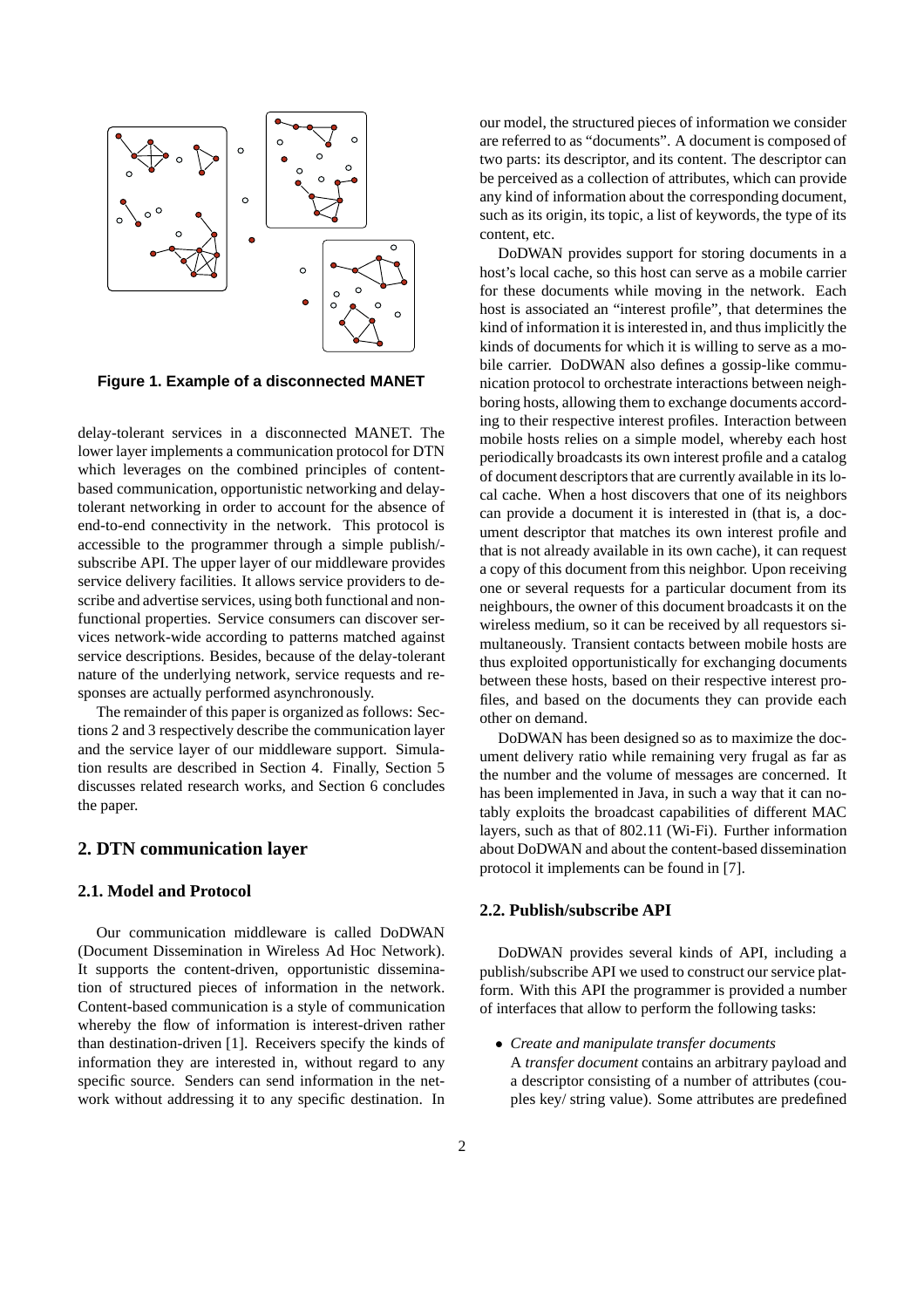**Figure 1. Example of a disconnected MANET**

delay-tolerant services in a disconnected MANET. The lower layer implements a communication protocol for DTN which leverages on the combined principles of content-based communication, opportunistic networking and delay-tolerant networking in order to account for the absence of end-to-end connectivity in the network. This protocol is accessible to the programmer through a simple publish/-subscribe API. The upper layer of our middleware provides service delivery facilities. It allows service providers to describe and advertise services, using both functional and non-functional properties. Service consumers can discover services network-wide according to patterns matched against service descriptions. Besides, because of the delay-tolerant nature of the underlying network, service requests and responses are actually performed asynchronously.

The remainder of this paper is organized as follows: Sections 2 and 3 respectively describe the communication layer and the service layer of our middleware support. Simulation results are described in Section 4. Finally, Section 5 discusses related research works, and Section 6 concludes the paper.

## 2. DTN communication layer

### 2.1. Model and Protocol

Our communication middleware is called DoDWAN (Document Dissemination in Wireless Ad Hoc Network). It supports the content-driven, opportunistic dissemination of structured pieces of information in the network. Content-based communication is a style of communication whereby the flow of information is interest-driven rather than destination-driven [1]. Receivers specify the kinds of information they are interested in, without regard to any specific source. Senders can send information in the network without addressing it to any specific destination. In our model, the structured pieces of information we consider are referred to as "documents". A document is composed of two parts: its descriptor, and its content. The descriptor can be perceived as a collection of attributes, which can provide any kind of information about the corresponding document, such as its origin, its topic, a list of keywords, the type of its content, etc.

DoDWAN provides support for storing documents in a host's local cache, so this host can serve as a mobile carrier for these documents while moving in the network. Each host is associated an "interest profile", that determines the kind of information it is interested in, and thus implicitly the kinds of documents for which it is willing to serve as a mobile carrier. DoDWAN also defines a gossip-like communication protocol to orchestrate interactions between neighboring hosts, allowing them to exchange documents according to their respective interest profiles. Interaction between mobile hosts relies on a simple model, whereby each host periodically broadcasts its own interest profile and a catalog of document descriptors that are currently available in its local cache. When a host discovers that one of its neighbors can provide a document it is interested in (that is, a document descriptor that matches its own interest profile and that is not already available in its own cache), it can request a copy of this document from this neighbor. Upon receiving one or several requests for a particular document from its neighbours, the owner of this document broadcasts it on the wireless medium, so it can be received by all requestors simultaneously. Transient contacts between mobile hosts are thus exploited opportunistically for exchanging documents between these hosts, based on their respective interest profiles, and based on the documents they can provide each other on demand.

DoDWAN has been designed so as to maximize the document delivery ratio while remaining very frugal as far as the number and the volume of messages are concerned. It has been implemented in Java, in such a way that it can notably exploits the broadcast capabilities of different MAC layers, such as that of 802.11 (Wi-Fi). Further information about DoDWAN and about the content-based dissemination protocol it implements can be found in [7].

### 2.2. Publish/subscribe API

DoDWAN provides several kinds of API, including a publish/subscribe API we used to construct our service platform. With this API the programmer is provided a number of interfaces that allow to perform the following tasks:

- *Create and manipulate transfer documents*
  A *transfer document* contains an arbitrary payload and a descriptor consisting of a number of attributes (couples key/ string value). Some attributes are predefined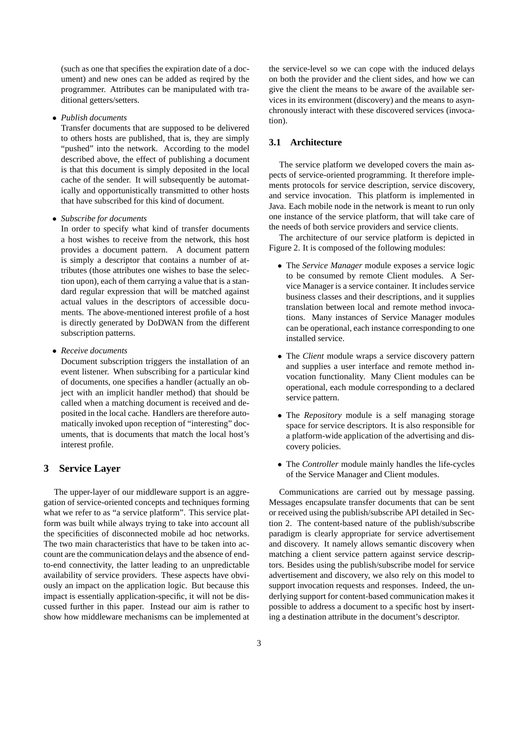(such as one that specifies the expiration date of a document) and new ones can be added as reqired by the programmer. Attributes can be manipulated with traditional getters/setters.

- *Publish documents*
  Transfer documents that are supposed to be delivered to others hosts are published, that is, they are simply "pushed" into the network. According to the model described above, the effect of publishing a document is that this document is simply deposited in the local cache of the sender. It will subsequently be automatically and opportunistically transmitted to other hosts that have subscribed for this kind of document.

- *Subscribe for documents*
  In order to specify what kind of transfer documents a host wishes to receive from the network, this host provides a document pattern. A document pattern is simply a descriptor that contains a number of attributes (those attributes one wishes to base the selection upon), each of them carrying a value that is a standard regular expression that will be matched against actual values in the descriptors of accessible documents. The above-mentioned interest profile of a host is directly generated by DoDWAN from the different subscription patterns.

- *Receive documents*
  Document subscription triggers the installation of an event listener. When subscribing for a particular kind of documents, one specifies a handler (actually an object with an implicit handler method) that should be called when a matching document is received and deposited in the local cache. Handlers are therefore automatically invoked upon reception of "interesting" documents, that is documents that match the local host's interest profile.

# 3 Service Layer

The upper-layer of our middleware support is an aggregation of service-oriented concepts and techniques forming what we refer to as "a service platform". This service platform was built while always trying to take into account all the specificities of disconnected mobile ad hoc networks. The two main characteristics that have to be taken into account are the communication delays and the absence of end-to-end connectivity, the latter leading to an unpredictable availability of service providers. These aspects have obviously an impact on the application logic. But because this impact is essentially application-specific, it will not be discussed further in this paper. Instead our aim is rather to show how middleware mechanisms can be implemented at the service-level so we can cope with the induced delays on both the provider and the client sides, and how we can give the client the means to be aware of the available services in its environment (discovery) and the means to asynchronously interact with these discovered services (invocation).

## 3.1 Architecture

The service platform we developed covers the main aspects of service-oriented programming. It therefore implements protocols for service description, service discovery, and service invocation. This platform is implemented in Java. Each mobile node in the network is meant to run only one instance of the service platform, that will take care of the needs of both service providers and service clients.

The architecture of our service platform is depicted in Figure 2. It is composed of the following modules:

- The *Service Manager* module exposes a service logic to be consumed by remote Client modules. A Service Manager is a service container. It includes service business classes and their descriptions, and it supplies translation between local and remote method invocations. Many instances of Service Manager modules can be operational, each instance corresponding to one installed service.

- The *Client* module wraps a service discovery pattern and supplies a user interface and remote method invocation functionality. Many Client modules can be operational, each module corresponding to a declared service pattern.

- The *Repository* module is a self managing storage space for service descriptors. It is also responsible for a platform-wide application of the advertising and discovery policies.

- The *Controller* module mainly handles the life-cycles of the Service Manager and Client modules.

Communications are carried out by message passing. Messages encapsulate transfer documents that can be sent or received using the publish/subscribe API detailed in Section 2. The content-based nature of the publish/subscribe paradigm is clearly appropriate for service advertisement and discovery. It namely allows semantic discovery when matching a client service pattern against service descriptors. Besides using the publish/subscribe model for service advertisement and discovery, we also rely on this model to support invocation requests and responses. Indeed, the underlying support for content-based communication makes it possible to address a document to a specific host by inserting a destination attribute in the document's descriptor.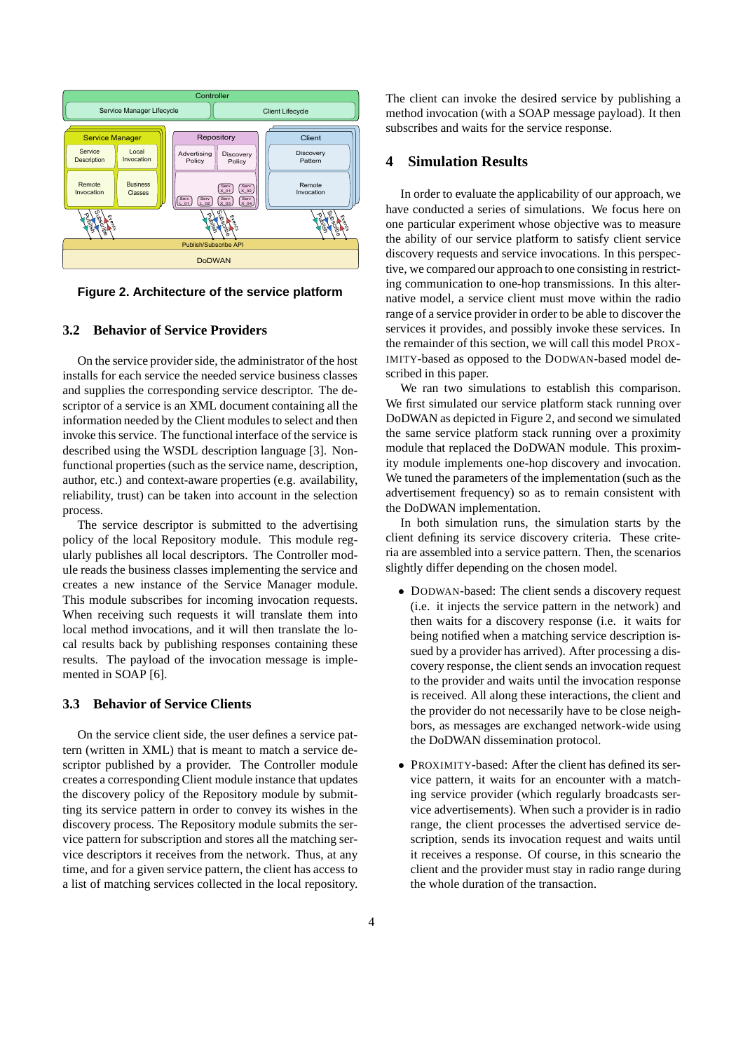Figure 2. Architecture of the service platform

### 3.2 Behavior of Service Providers

On the service provider side, the administrator of the host installs for each service the needed service business classes and supplies the corresponding service descriptor. The descriptor of a service is an XML document containing all the information needed by the Client modules to select and then invoke this service. The functional interface of the service is described using the WSDL description language [3]. Non-functional properties (such as the service name, description, author, etc.) and context-aware properties (e.g. availability, reliability, trust) can be taken into account in the selection process.

The service descriptor is submitted to the advertising policy of the local Repository module. This module regularly publishes all local descriptors. The Controller module reads the business classes implementing the service and creates a new instance of the Service Manager module. This module subscribes for incoming invocation requests. When receiving such requests it will translate them into local method invocations, and it will then translate the local results back by publishing responses containing these results. The payload of the invocation message is implemented in SOAP [6].

### 3.3 Behavior of Service Clients

On the service client side, the user defines a service pattern (written in XML) that is meant to match a service descriptor published by a provider. The Controller module creates a corresponding Client module instance that updates the discovery policy of the Repository module by submitting its service pattern in order to convey its wishes in the discovery process. The Repository module submits the service pattern for subscription and stores all the matching service descriptors it receives from the network. Thus, at any time, and for a given service pattern, the client has access to a list of matching services collected in the local repository.

The client can invoke the desired service by publishing a method invocation (with a SOAP message payload). It then subscribes and waits for the service response.

## 4 Simulation Results

In order to evaluate the applicability of our approach, we have conducted a series of simulations. We focus here on one particular experiment whose objective was to measure the ability of our service platform to satisfy client service discovery requests and service invocations. In this perspective, we compared our approach to one consisting in restricting communication to one-hop transmissions. In this alternative model, a service client must move within the radio range of a service provider in order to be able to discover the services it provides, and possibly invoke these services. In the remainder of this section, we will call this model PROXIMITY-based as opposed to the DODWAN-based model described in this paper.

We ran two simulations to establish this comparison. We first simulated our service platform stack running over DoDWAN as depicted in Figure 2, and second we simulated the same service platform stack running over a proximity module that replaced the DoDWAN module. This proximity module implements one-hop discovery and invocation. We tuned the parameters of the implementation (such as the advertisement frequency) so as to remain consistent with the DoDWAN implementation.

In both simulation runs, the simulation starts by the client defining its service discovery criteria. These criteria are assembled into a service pattern. Then, the scenarios slightly differ depending on the chosen model.

- DODWAN-based: The client sends a discovery request (i.e. it injects the service pattern in the network) and then waits for a discovery response (i.e. it waits for being notified when a matching service description issued by a provider has arrived). After processing a discovery response, the client sends an invocation request to the provider and waits until the invocation response is received. All along these interactions, the client and the provider do not necessarily have to be close neighbors, as messages are exchanged network-wide using the DoDWAN dissemination protocol.

- PROXIMITY-based: After the client has defined its service pattern, it waits for an encounter with a matching service provider (which regularly broadcasts service advertisements). When such a provider is in radio range, the client processes the advertised service description, sends its invocation request and waits until it receives a response. Of course, in this scneario the client and the provider must stay in radio range during the whole duration of the transaction.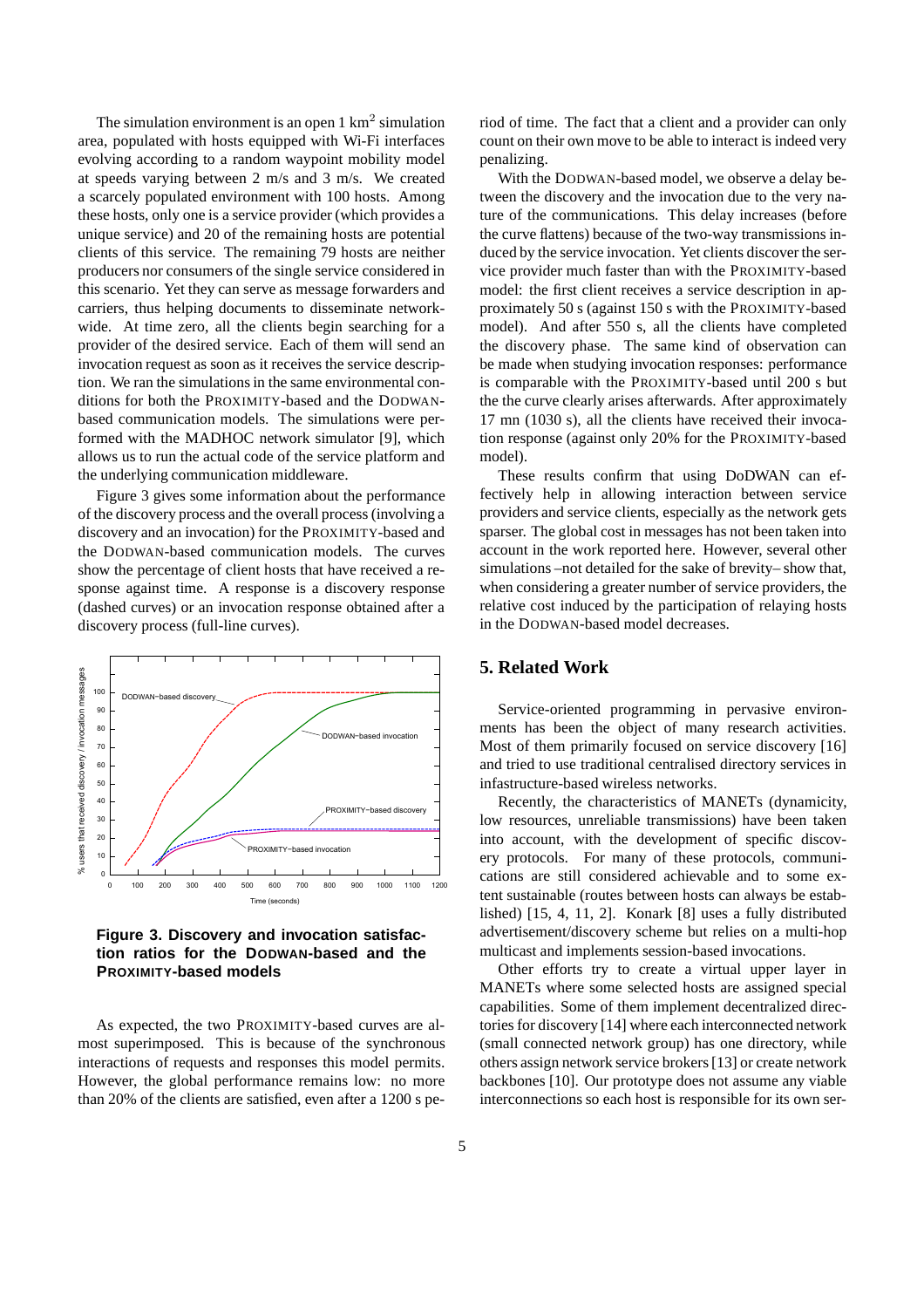The simulation environment is an open 1 $km^2$ simulation area, populated with hosts equipped with Wi-Fi interfaces evolving according to a random waypoint mobility model at speeds varying between 2 m/s and 3 m/s. We created a scarcely populated environment with 100 hosts. Among these hosts, only one is a service provider (which provides a unique service) and 20 of the remaining hosts are potential clients of this service. The remaining 79 hosts are neither producers nor consumers of the single service considered in this scenario. Yet they can serve as message forwarders and carriers, thus helping documents to disseminate network-wide. At time zero, all the clients begin searching for a provider of the desired service. Each of them will send an invocation request as soon as it receives the service description. We ran the simulations in the same environmental conditions for both the PROXIMITY-based and the DODWAN-based communication models. The simulations were performed with the MADHOC network simulator [9], which allows us to run the actual code of the service platform and the underlying communication middleware.

Figure 3 gives some information about the performance of the discovery process and the overall process (involving a discovery and an invocation) for the PROXIMITY-based and the DODWAN-based communication models. The curves show the percentage of client hosts that have received a response against time. A response is a discovery response (dashed curves) or an invocation response obtained after a discovery process (full-line curves).

**Figure 3. Discovery and invocation satisfaction ratios for the DODWAN-based and the PROXIMITY-based models**

As expected, the two PROXIMITY-based curves are almost superimposed. This is because of the synchronous interactions of requests and responses this model permits. However, the global performance remains low: no more than 20% of the clients are satisfied, even after a 1200 s period of time. The fact that a client and a provider can only count on their own move to be able to interact is indeed very penalizing.

With the DODWAN-based model, we observe a delay between the discovery and the invocation due to the very nature of the communications. This delay increases (before the curve flattens) because of the two-way transmissions induced by the service invocation. Yet clients discover the service provider much faster than with the PROXIMITY-based model: the first client receives a service description in approximately 50 s (against 150 s with the PROXIMITY-based model). And after 550 s, all the clients have completed the discovery phase. The same kind of observation can be made when studying invocation responses: performance is comparable with the PROXIMITY-based until 200 s but the the curve clearly arises afterwards. After approximately 17 mn (1030 s), all the clients have received their invocation response (against only 20% for the PROXIMITY-based model).

These results confirm that using DoDWAN can effectively help in allowing interaction between service providers and service clients, especially as the network gets sparser. The global cost in messages has not been taken into account in the work reported here. However, several other simulations –not detailed for the sake of brevity– show that, when considering a greater number of service providers, the relative cost induced by the participation of relaying hosts in the DODWAN-based model decreases.

## 5. Related Work

Service-oriented programming in pervasive environments has been the object of many research activities. Most of them primarily focused on service discovery [16] and tried to use traditional centralised directory services in infrastructure-based wireless networks.

Recently, the characteristics of MANETs (dynamicity, low resources, unreliable transmissions) have been taken into account, with the development of specific discovery protocols. For many of these protocols, communications are still considered achievable and to some extent sustainable (routes between hosts can always be established) [15, 4, 11, 2]. Konark [8] uses a fully distributed advertisement/discovery scheme but relies on a multi-hop multicast and implements session-based invocations.

Other efforts try to create a virtual upper layer in MANETs where some selected hosts are assigned special capabilities. Some of them implement decentralized directories for discovery [14] where each interconnected network (small connected network group) has one directory, while others assign network service brokers [13] or create network backbones [10]. Our prototype does not assume any viable interconnections so each host is responsible for its own ser-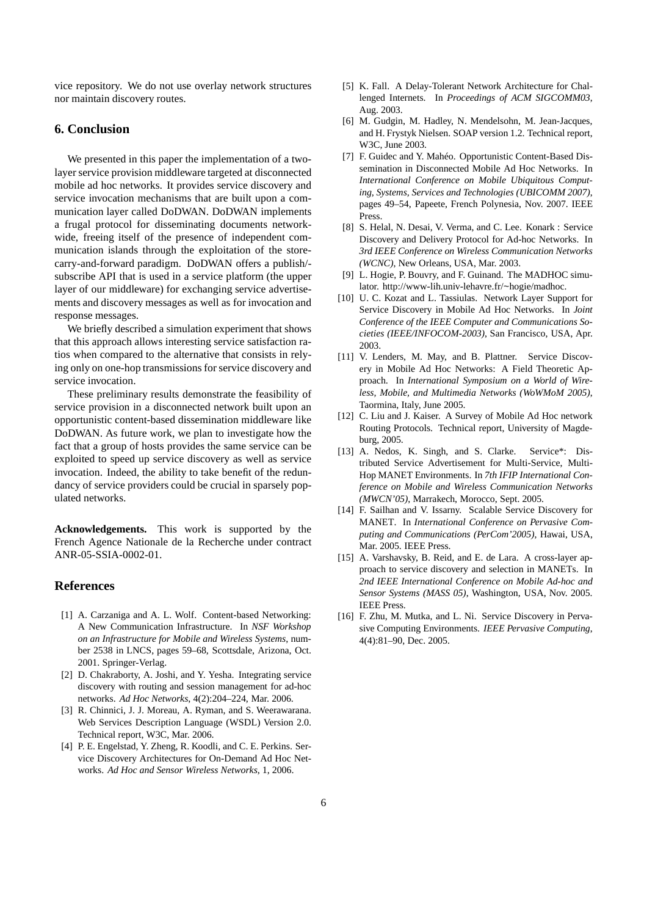vice repository. We do not use overlay network structures nor maintain discovery routes.

## 6. Conclusion

We presented in this paper the implementation of a two-layer service provision middleware targeted at disconnected mobile ad hoc networks. It provides service discovery and service invocation mechanisms that are built upon a communication layer called DoDWAN. DoDWAN implements a frugal protocol for disseminating documents network-wide, freeing itself of the presence of independent communication islands through the exploitation of the store-carry-and-forward paradigm. DoDWAN offers a publish/-subscribe API that is used in a service platform (the upper layer of our middleware) for exchanging service advertisements and discovery messages as well as for invocation and response messages.

We briefly described a simulation experiment that shows that this approach allows interesting service satisfaction ratios when compared to the alternative that consists in relying only on one-hop transmissions for service discovery and service invocation.

These preliminary results demonstrate the feasibility of service provision in a disconnected network built upon an opportunistic content-based dissemination middleware like DoDWAN. As future work, we plan to investigate how the fact that a group of hosts provides the same service can be exploited to speed up service discovery as well as service invocation. Indeed, the ability to take benefit of the redundancy of service providers could be crucial in sparsely populated networks.

**Acknowledgements.** This work is supported by the French Agence Nationale de la Recherche under contract ANR-05-SSIA-0002-01.

## References

[1] A. Carzaniga and A. L. Wolf. Content-based Networking: A New Communication Infrastructure. In *NSF Workshop on an Infrastructure for Mobile and Wireless Systems*, number 2538 in LNCS, pages 59–68, Scottsdale, Arizona, Oct. 2001. Springer-Verlag.

[2] D. Chakraborty, A. Joshi, and Y. Yesha. Integrating service discovery with routing and session management for ad-hoc networks. *Ad Hoc Networks*, 4(2):204–224, Mar. 2006.

[3] R. Chinnici, J. J. Moreau, A. Ryman, and S. Weerawarana. Web Services Description Language (WSDL) Version 2.0. Technical report, W3C, Mar. 2006.

[4] P. E. Engelstad, Y. Zheng, R. Koodli, and C. E. Perkins. Service Discovery Architectures for On-Demand Ad Hoc Networks. *Ad Hoc and Sensor Wireless Networks*, 1, 2006.

[5] K. Fall. A Delay-Tolerant Network Architecture for Challenged Internets. In *Proceedings of ACM SIGCOMM03*, Aug. 2003.

[6] M. Gudgin, M. Hadley, N. Mendelsohn, M. Jean-Jacques, and H. Frystyk Nielsen. SOAP version 1.2. Technical report, W3C, June 2003.

[7] F. Guidec and Y. Mahéo. Opportunistic Content-Based Dissemination in Disconnected Mobile Ad Hoc Networks. In *International Conference on Mobile Ubiquitous Computing, Systems, Services and Technologies (UBICOMM 2007)*, pages 49–54, Papeete, French Polynesia, Nov. 2007. IEEE Press.

[8] S. Helal, N. Desai, V. Verma, and C. Lee. Konark : Service Discovery and Delivery Protocol for Ad-hoc Networks. In *3rd IEEE Conference on Wireless Communication Networks (WCNC)*, New Orleans, USA, Mar. 2003.

[9] L. Hogie, P. Bouvry, and F. Guinand. The MADHOC simulator. http://www-lih.univ-lehavre.fr/~hogie/madhoc.

[10] U. C. Kozat and L. Tassiulas. Network Layer Support for Service Discovery in Mobile Ad Hoc Networks. In *Joint Conference of the IEEE Computer and Communications Societies (IEEE/INFOCOM-2003)*, San Francisco, USA, Apr. 2003.

[11] V. Lenders, M. May, and B. Plattner. Service Discovery in Mobile Ad Hoc Networks: A Field Theoretic Approach. In *International Symposium on a World of Wireless, Mobile, and Multimedia Networks (WoWMoM 2005)*, Taormina, Italy, June 2005.

[12] C. Liu and J. Kaiser. A Survey of Mobile Ad Hoc network Routing Protocols. Technical report, University of Magdeburg, 2005.

[13] A. Nedos, K. Singh, and S. Clarke. Service*: Distributed Service Advertisement for Multi-Service, Multi-Hop MANET Environments. In *7th IFIP International Conference on Mobile and Wireless Communication Networks (MWCN'05)*, Marrakech, Morocco, Sept. 2005.

[14] F. Sailhan and V. Issarny. Scalable Service Discovery for MANET. In *International Conference on Pervasive Computing and Communications (PerCom'2005)*, Hawai, USA, Mar. 2005. IEEE Press.

[15] A. Varshavsky, B. Reid, and E. de Lara. A cross-layer approach to service discovery and selection in MANETs. In *2nd IEEE International Conference on Mobile Ad-hoc and Sensor Systems (MASS 05)*, Washington, USA, Nov. 2005. IEEE Press.

[16] F. Zhu, M. Mutka, and L. Ni. Service Discovery in Pervasive Computing Environments. *IEEE Pervasive Computing*, 4(4):81–90, Dec. 2005.